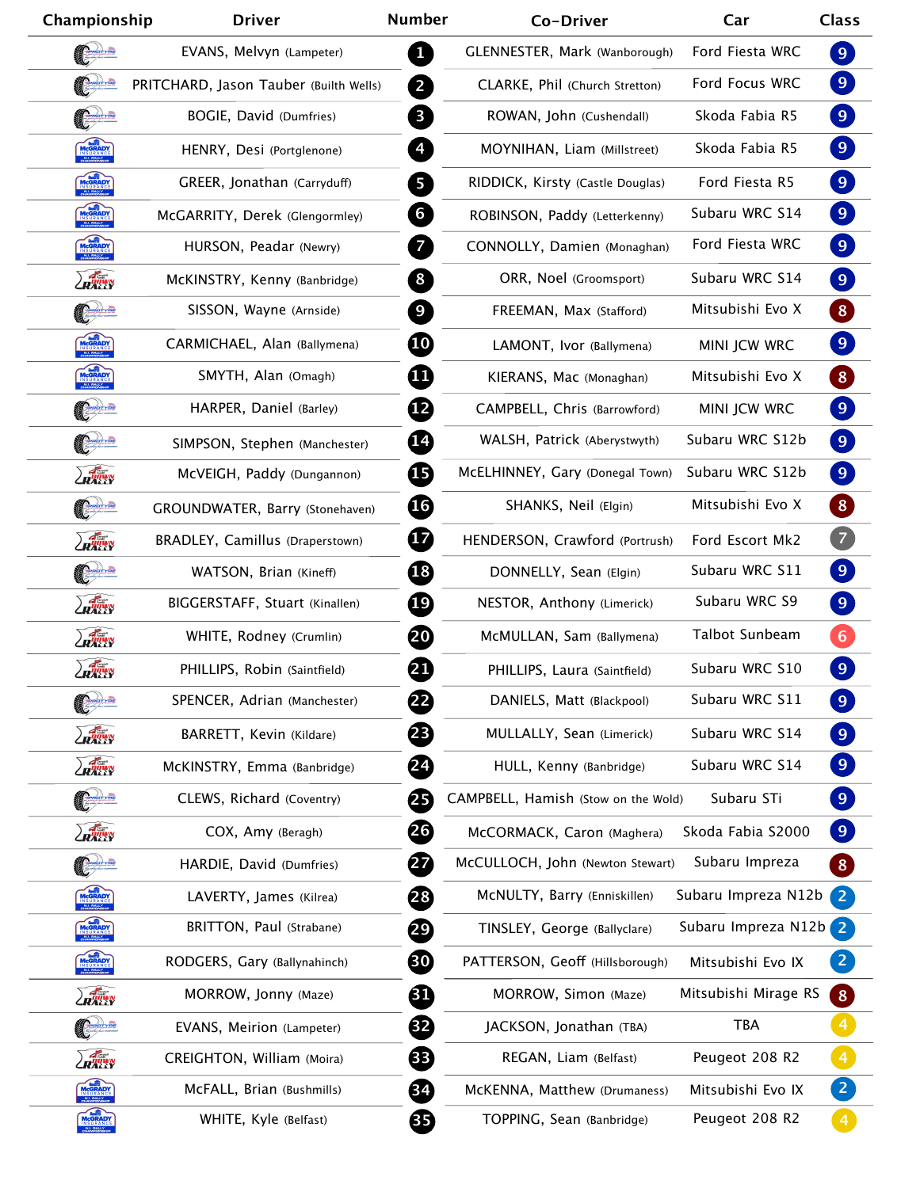| Championship | Driver | Number | Co-Driver | Car | Class |
|---|---|---|---|---|---|
| | EVANS, Melvyn (Lampeter) | 1 | GLENNESTER, Mark (Wanborough) | Ford Fiesta WRC | 9 |
| | PRITCHARD, Jason Tauber (Builth Wells) | 2 | CLARKE, Phil (Church Stretton) | Ford Focus WRC | 9 |
| | BOGIE, David (Dumfries) | 3 | ROWAN, John (Cushendall) | Skoda Fabia R5 | 9 |
| | HENRY, Desi (Portglenone) | 4 | MOYNIHAN, Liam (Millstreet) | Skoda Fabia R5 | 9 |
| | GREER, Jonathan (Carryduff) | 5 | RIDDICK, Kirsty (Castle Douglas) | Ford Fiesta R5 | 9 |
| | McGARRITY, Derek (Glengormley) | 6 | ROBINSON, Paddy (Letterkenny) | Subaru WRC S14 | 9 |
| | HURSON, Peadar (Newry) | 7 | CONNOLLY, Damien (Monaghan) | Ford Fiesta WRC | 9 |
| | McKINSTRY, Kenny (Banbridge) | 8 | ORR, Noel (Groomsport) | Subaru WRC S14 | 9 |
| | SISSON, Wayne (Arnside) | 9 | FREEMAN, Max (Stafford) | Mitsubishi Evo X | 8 |
| | CARMICHAEL, Alan (Ballymena) | 10 | LAMONT, Ivor (Ballymena) | MINI JCW WRC | 9 |
| | SMYTH, Alan (Omagh) | 11 | KIERANS, Mac (Monaghan) | Mitsubishi Evo X | 8 |
| | HARPER, Daniel (Barley) | 12 | CAMPBELL, Chris (Barrowford) | MINI JCW WRC | 9 |
| | SIMPSON, Stephen (Manchester) | 14 | WALSH, Patrick (Aberystwyth) | Subaru WRC S12b | 9 |
| | McVEIGH, Paddy (Dungannon) | 15 | McELHINNEY, Gary (Donegal Town) | Subaru WRC S12b | 9 |
| | GROUNDWATER, Barry (Stonehaven) | 16 | SHANKS, Neil (Elgin) | Mitsubishi Evo X | 8 |
| | BRADLEY, Camillus (Draperstown) | 17 | HENDERSON, Crawford (Portrush) | Ford Escort Mk2 | 7 |
| | WATSON, Brian (Kineff) | 18 | DONNELLY, Sean (Elgin) | Subaru WRC S11 | 9 |
| | BIGGERSTAFF, Stuart (Kinallen) | 19 | NESTOR, Anthony (Limerick) | Subaru WRC S9 | 9 |
| | WHITE, Rodney (Crumlin) | 20 | McMULLAN, Sam (Ballymena) | Talbot Sunbeam | 6 |
| | PHILLIPS, Robin (Saintfield) | 21 | PHILLIPS, Laura (Saintfield) | Subaru WRC S10 | 9 |
| | SPENCER, Adrian (Manchester) | 22 | DANIELS, Matt (Blackpool) | Subaru WRC S11 | 9 |
| | BARRETT, Kevin (Kildare) | 23 | MULLALLY, Sean (Limerick) | Subaru WRC S14 | 9 |
| | McKINSTRY, Emma (Banbridge) | 24 | HULL, Kenny (Banbridge) | Subaru WRC S14 | 9 |
| | CLEWS, Richard (Coventry) | 25 | CAMPBELL, Hamish (Stow on the Wold) | Subaru STi | 9 |
| | COX, Amy (Beragh) | 26 | McCORMACK, Caron (Maghera) | Skoda Fabia S2000 | 9 |
| | HARDIE, David (Dumfries) | 27 | McCULLOCH, John (Newton Stewart) | Subaru Impreza | 8 |
| | LAVERTY, James (Kilrea) | 28 | McNULTY, Barry (Enniskillen) | Subaru Impreza N12b | 2 |
| | BRITTON, Paul (Strabane) | 29 | TINSLEY, George (Ballyclare) | Subaru Impreza N12b | 2 |
| | RODGERS, Gary (Ballynahinch) | 30 | PATTERSON, Geoff (Hillsborough) | Mitsubishi Evo IX | 2 |
| | MORROW, Jonny (Maze) | 31 | MORROW, Simon (Maze) | Mitsubishi Mirage RS | 8 |
| | EVANS, Meirion (Lampeter) | 32 | JACKSON, Jonathan (TBA) | TBA | 4 |
| | CREIGHTON, William (Moira) | 33 | REGAN, Liam (Belfast) | Peugeot 208 R2 | 4 |
| | McFALL, Brian (Bushmills) | 34 | McKENNA, Matthew (Drumaness) | Mitsubishi Evo IX | 2 |
| | WHITE, Kyle (Belfast) | 35 | TOPPING, Sean (Banbridge) | Peugeot 208 R2 | 4 |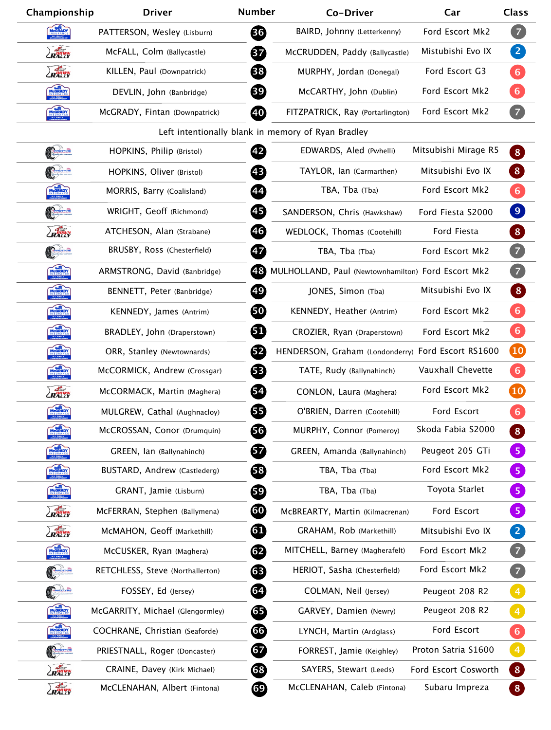| Championship | Driver | Number | Co-Driver | Car | Class |
|---|---|---|---|---|---|
| | PATTERSON, Wesley (Lisburn) | 36 | BAIRD, Johnny (Letterkenny) | Ford Escort Mk2 | 7 |
| | McFALL, Colm (Ballycastle) | 37 | McCRUDDEN, Paddy (Ballycastle) | Mistubishi Evo IX | 2 |
| | KILLEN, Paul (Downpatrick) | 38 | MURPHY, Jordan (Donegal) | Ford Escort G3 | 6 |
| | DEVLIN, John (Banbridge) | 39 | McCARTHY, John (Dublin) | Ford Escort Mk2 | 6 |
| | McGRADY, Fintan (Downpatrick) | 40 | FITZPATRICK, Ray (Portarlington) | Ford Escort Mk2 | 7 |
| Left intentionally blank in memory of Ryan Bradley | | | | | |
| | HOPKINS, Philip (Bristol) | 42 | EDWARDS, Aled (Pwhelli) | Mitsubishi Mirage R5 | 8 |
| | HOPKINS, Oliver (Bristol) | 43 | TAYLOR, Ian (Carmarthen) | Mitsubishi Evo IX | 8 |
| | MORRIS, Barry (Coalisland) | 44 | TBA, Tba (Tba) | Ford Escort Mk2 | 6 |
| | WRIGHT, Geoff (Richmond) | 45 | SANDERSON, Chris (Hawkshaw) | Ford Fiesta S2000 | 9 |
| | ATCHESON, Alan (Strabane) | 46 | WEDLOCK, Thomas (Cootehill) | Ford Fiesta | 8 |
| | BRUSBY, Ross (Chesterfield) | 47 | TBA, Tba (Tba) | Ford Escort Mk2 | 7 |
| | ARMSTRONG, David (Banbridge) | 48 | MULHOLLAND, Paul (Newtownhamilton) | Ford Escort Mk2 | 7 |
| | BENNETT, Peter (Banbridge) | 49 | JONES, Simon (Tba) | Mitsubishi Evo IX | 8 |
| | KENNEDY, James (Antrim) | 50 | KENNEDY, Heather (Antrim) | Ford Escort Mk2 | 6 |
| | BRADLEY, John (Draperstown) | 51 | CROZIER, Ryan (Draperstown) | Ford Escort Mk2 | 6 |
| | ORR, Stanley (Newtownards) | 52 | HENDERSON, Graham (Londonderry) | Ford Escort RS1600 | 10 |
| | McCORMICK, Andrew (Crossgar) | 53 | TATE, Rudy (Ballynahinch) | Vauxhall Chevette | 6 |
| | McCORMACK, Martin (Maghera) | 54 | CONLON, Laura (Maghera) | Ford Escort Mk2 | 10 |
| | MULGREW, Cathal (Aughnacloy) | 55 | O'BRIEN, Darren (Cootehill) | Ford Escort | 6 |
| | McCROSSAN, Conor (Drumquin) | 56 | MURPHY, Connor (Pomeroy) | Skoda Fabia S2000 | 8 |
| | GREEN, Ian (Ballynahinch) | 57 | GREEN, Amanda (Ballynahinch) | Peugeot 205 GTi | 5 |
| | BUSTARD, Andrew (Castlederg) | 58 | TBA, Tba (Tba) | Ford Escort Mk2 | 5 |
| | GRANT, Jamie (Lisburn) | 59 | TBA, Tba (Tba) | Toyota Starlet | 5 |
| | McFERRAN, Stephen (Ballymena) | 60 | McBREARTY, Martin (Kilmacrenan) | Ford Escort | 5 |
| | McMAHON, Geoff (Markethill) | 61 | GRAHAM, Rob (Markethill) | Mitsubishi Evo IX | 2 |
| | McCUSKER, Ryan (Maghera) | 62 | MITCHELL, Barney (Magherafelt) | Ford Escort Mk2 | 7 |
| | RETCHLESS, Steve (Northallerton) | 63 | HERIOT, Sasha (Chesterfield) | Ford Escort Mk2 | 7 |
| | FOSSEY, Ed (Jersey) | 64 | COLMAN, Neil (Jersey) | Peugeot 208 R2 | 4 |
| | McGARRITY, Michael (Glengormley) | 65 | GARVEY, Damien (Newry) | Peugeot 208 R2 | 4 |
| | COCHRANE, Christian (Seaforde) | 66 | LYNCH, Martin (Ardglass) | Ford Escort | 6 |
| | PRIESTNALL, Roger (Doncaster) | 67 | FORREST, Jamie (Keighley) | Proton Satria S1600 | 4 |
| | CRAINE, Davey (Kirk Michael) | 68 | SAYERS, Stewart (Leeds) | Ford Escort Cosworth | 8 |
| | McCLENAHAN, Albert (Fintona) | 69 | McCLENAHAN, Caleb (Fintona) | Subaru Impreza | 8 |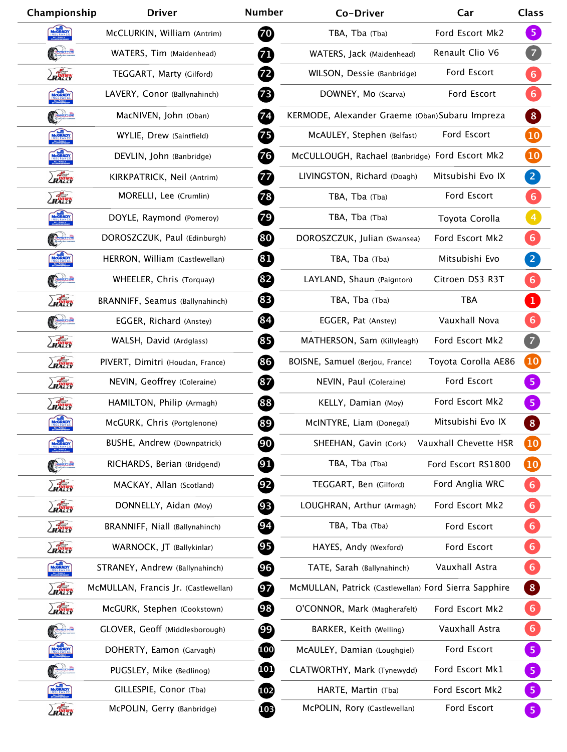| Championship | Driver | Number | Co-Driver | Car | Class |
|---|---|---|---|---|---|
| | McCLURKIN, William (Antrim) | 70 | TBA, Tba (Tba) | Ford Escort Mk2 | 5 |
| | WATERS, Tim (Maidenhead) | 71 | WATERS, Jack (Maidenhead) | Renault Clio V6 | 7 |
| | TEGGART, Marty (Gilford) | 72 | WILSON, Dessie (Banbridge) | Ford Escort | 6 |
| | LAVERY, Conor (Ballynahinch) | 73 | DOWNEY, Mo (Scarva) | Ford Escort | 6 |
| | MacNIVEN, John (Oban) | 74 | KERMODE, Alexander Graeme (Oban) | Subaru Impreza | 8 |
| | WYLIE, Drew (Saintfield) | 75 | McAULEY, Stephen (Belfast) | Ford Escort | 10 |
| | DEVLIN, John (Banbridge) | 76 | McCULLOUGH, Rachael (Banbridge) | Ford Escort Mk2 | 10 |
| | KIRKPATRICK, Neil (Antrim) | 77 | LIVINGSTON, Richard (Doagh) | Mitsubishi Evo IX | 2 |
| | MORELLI, Lee (Crumlin) | 78 | TBA, Tba (Tba) | Ford Escort | 6 |
| | DOYLE, Raymond (Pomeroy) | 79 | TBA, Tba (Tba) | Toyota Corolla | 4 |
| | DOROSZCZUK, Paul (Edinburgh) | 80 | DOROSZCZUK, Julian (Swansea) | Ford Escort Mk2 | 6 |
| | HERRON, William (Castlewellan) | 81 | TBA, Tba (Tba) | Mitsubishi Evo | 2 |
| | WHEELER, Chris (Torquay) | 82 | LAYLAND, Shaun (Paignton) | Citroen DS3 R3T | 6 |
| | BRANNIFF, Seamus (Ballynahinch) | 83 | TBA, Tba (Tba) | TBA | 1 |
| | EGGER, Richard (Anstey) | 84 | EGGER, Pat (Anstey) | Vauxhall Nova | 6 |
| | WALSH, David (Ardglass) | 85 | MATHERSON, Sam (Killyleagh) | Ford Escort Mk2 | 7 |
| | PIVERT, Dimitri (Houdan, France) | 86 | BOISNE, Samuel (Berjou, France) | Toyota Corolla AE86 | 10 |
| | NEVIN, Geoffrey (Coleraine) | 87 | NEVIN, Paul (Coleraine) | Ford Escort | 5 |
| | HAMILTON, Philip (Armagh) | 88 | KELLY, Damian (Moy) | Ford Escort Mk2 | 5 |
| | McGURK, Chris (Portglenone) | 89 | McINTYRE, Liam (Donegal) | Mitsubishi Evo IX | 8 |
| | BUSHE, Andrew (Downpatrick) | 90 | SHEEHAN, Gavin (Cork) | Vauxhall Chevette HSR | 10 |
| | RICHARDS, Berian (Bridgend) | 91 | TBA, Tba (Tba) | Ford Escort RS1800 | 10 |
| | MACKAY, Allan (Scotland) | 92 | TEGGART, Ben (Gilford) | Ford Anglia WRC | 6 |
| | DONNELLY, Aidan (Moy) | 93 | LOUGHRAN, Arthur (Armagh) | Ford Escort Mk2 | 6 |
| | BRANNIFF, Niall (Ballynahinch) | 94 | TBA, Tba (Tba) | Ford Escort | 6 |
| | WARNOCK, JT (Ballykinlar) | 95 | HAYES, Andy (Wexford) | Ford Escort | 6 |
| | STRANEY, Andrew (Ballynahinch) | 96 | TATE, Sarah (Ballynahinch) | Vauxhall Astra | 6 |
| | McMULLAN, Francis Jr. (Castlewellan) | 97 | McMULLAN, Patrick (Castlewellan) | Ford Sierra Sapphire | 8 |
| | McGURK, Stephen (Cookstown) | 98 | O'CONNOR, Mark (Magherafelt) | Ford Escort Mk2 | 6 |
| | GLOVER, Geoff (Middlesborough) | 99 | BARKER, Keith (Welling) | Vauxhall Astra | 6 |
| | DOHERTY, Eamon (Garvagh) | 100 | McAULEY, Damian (Loughgiel) | Ford Escort | 5 |
| | PUGSLEY, Mike (Bedlinog) | 101 | CLATWORTHY, Mark (Tynewydd) | Ford Escort Mk1 | 5 |
| | GILLESPIE, Conor (Tba) | 102 | HARTE, Martin (Tba) | Ford Escort Mk2 | 5 |
| | McPOLIN, Gerry (Banbridge) | 103 | McPOLIN, Rory (Castlewellan) | Ford Escort | 5 |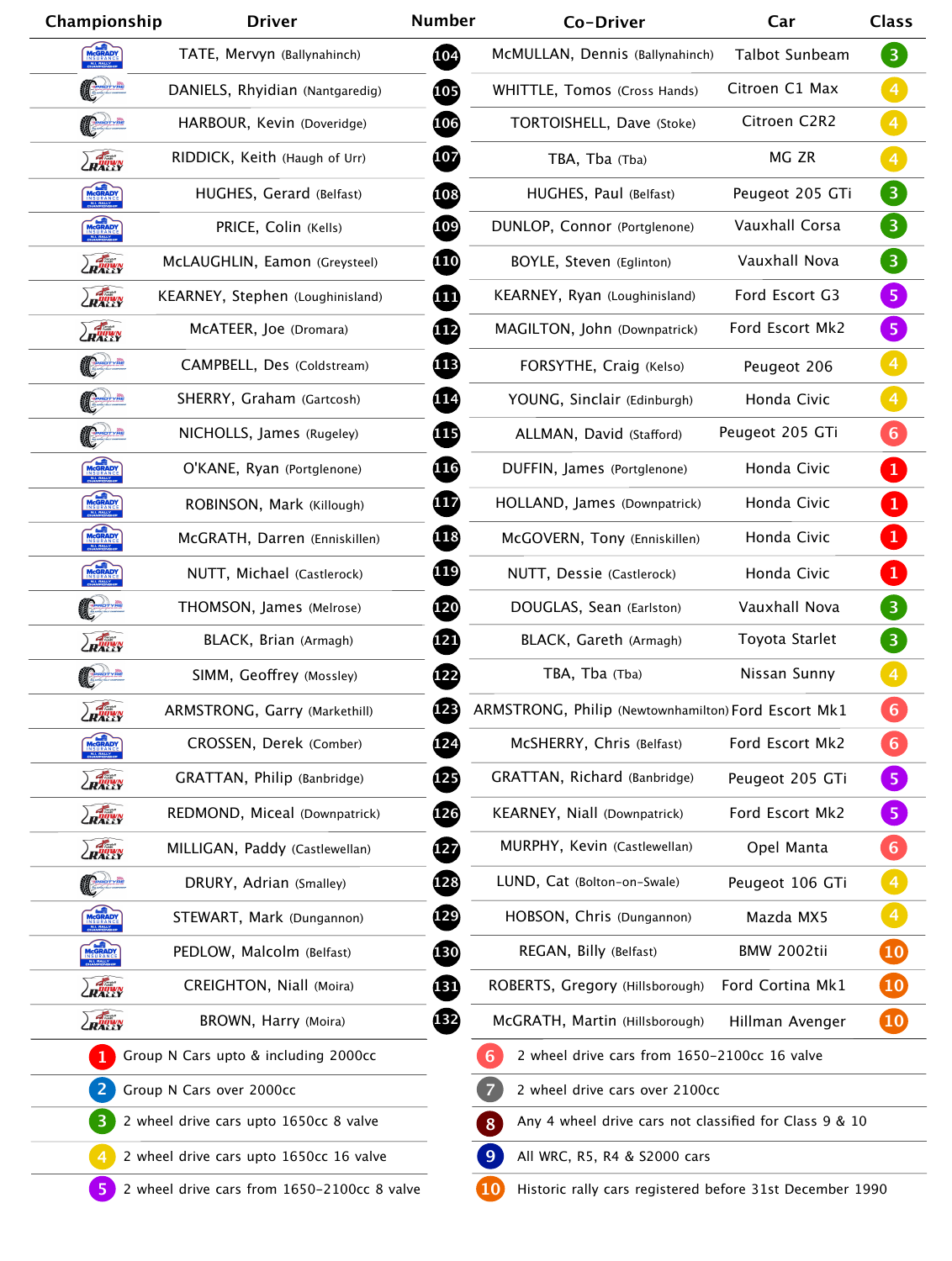| Championship | Driver | Number | Co-Driver | Car | Class |
|---|---|---|---|---|---|
| McGrady | TATE, Mervyn (Ballynahinch) | 104 | McMULLAN, Dennis (Ballynahinch) | Talbot Sunbeam | 3 |
| Protyre | DANIELS, Rhyidian (Nantgaredig) | 105 | WHITTLE, Tomos (Cross Hands) | Citroen C1 Max | 4 |
| Protyre | HARBOUR, Kevin (Doveridge) | 106 | TORTOISHELL, Dave (Stoke) | Citroen C2R2 | 4 |
| Down Rally | RIDDICK, Keith (Haugh of Urr) | 107 | TBA, Tba (Tba) | MG ZR | 4 |
| McGrady | HUGHES, Gerard (Belfast) | 108 | HUGHES, Paul (Belfast) | Peugeot 205 GTi | 3 |
| McGrady | PRICE, Colin (Kells) | 109 | DUNLOP, Connor (Portglenone) | Vauxhall Corsa | 3 |
| Down Rally | McLAUGHLIN, Eamon (Greysteel) | 110 | BOYLE, Steven (Eglinton) | Vauxhall Nova | 3 |
| Down Rally | KEARNEY, Stephen (Loughinisland) | 111 | KEARNEY, Ryan (Loughinisland) | Ford Escort G3 | 5 |
| Down Rally | McATEER, Joe (Dromara) | 112 | MAGILTON, John (Downpatrick) | Ford Escort Mk2 | 5 |
| Protyre | CAMPBELL, Des (Coldstream) | 113 | FORSYTHE, Craig (Kelso) | Peugeot 206 | 4 |
| Protyre | SHERRY, Graham (Gartcosh) | 114 | YOUNG, Sinclair (Edinburgh) | Honda Civic | 4 |
| Protyre | NICHOLLS, James (Rugeley) | 115 | ALLMAN, David (Stafford) | Peugeot 205 GTi | 6 |
| McGrady | O'KANE, Ryan (Portglenone) | 116 | DUFFIN, James (Portglenone) | Honda Civic | 1 |
| McGrady | ROBINSON, Mark (Killough) | 117 | HOLLAND, James (Downpatrick) | Honda Civic | 1 |
| McGrady | McGRATH, Darren (Enniskillen) | 118 | McGOVERN, Tony (Enniskillen) | Honda Civic | 1 |
| McGrady | NUTT, Michael (Castlerock) | 119 | NUTT, Dessie (Castlerock) | Honda Civic | 1 |
| Protyre | THOMSON, James (Melrose) | 120 | DOUGLAS, Sean (Earlston) | Vauxhall Nova | 3 |
| Down Rally | BLACK, Brian (Armagh) | 121 | BLACK, Gareth (Armagh) | Toyota Starlet | 3 |
| Protyre | SIMM, Geoffrey (Mossley) | 122 | TBA, Tba (Tba) | Nissan Sunny | 4 |
| Down Rally | ARMSTRONG, Garry (Markethill) | 123 | ARMSTRONG, Philip (Newtownhamilton) | Ford Escort Mk1 | 6 |
| McGrady | CROSSEN, Derek (Comber) | 124 | McSHERRY, Chris (Belfast) | Ford Escort Mk2 | 6 |
| Down Rally | GRATTAN, Philip (Banbridge) | 125 | GRATTAN, Richard (Banbridge) | Peugeot 205 GTi | 5 |
| Down Rally | REDMOND, Miceal (Downpatrick) | 126 | KEARNEY, Niall (Downpatrick) | Ford Escort Mk2 | 5 |
| Down Rally | MILLIGAN, Paddy (Castlewellan) | 127 | MURPHY, Kevin (Castlewellan) | Opel Manta | 6 |
| Protyre | DRURY, Adrian (Smalley) | 128 | LUND, Cat (Bolton-on-Swale) | Peugeot 106 GTi | 4 |
| McGrady | STEWART, Mark (Dungannon) | 129 | HOBSON, Chris (Dungannon) | Mazda MX5 | 4 |
| McGrady | PEDLOW, Malcolm (Belfast) | 130 | REGAN, Billy (Belfast) | BMW 2002tii | 10 |
| Down Rally | CREIGHTON, Niall (Moira) | 131 | ROBERTS, Gregory (Hillsborough) | Ford Cortina Mk1 | 10 |
| Down Rally | BROWN, Harry (Moira) | 132 | McGRATH, Martin (Hillsborough) | Hillman Avenger | 10 |

| Class | Description | Class | Description |
|---|---|---|---|
| 1 | Group N Cars upto & including 2000cc | 6 | 2 wheel drive cars from 1650-2100cc 16 valve |
| 2 | Group N Cars over 2000cc | 7 | 2 wheel drive cars over 2100cc |
| 3 | 2 wheel drive cars upto 1650cc 8 valve | 8 | Any 4 wheel drive cars not classified for Class 9 & 10 |
| 4 | 2 wheel drive cars upto 1650cc 16 valve | 9 | All WRC, R5, R4 & S2000 cars |
| 5 | 2 wheel drive cars from 1650-2100cc 8 valve | 10 | Historic rally cars registered before 31st December 1990 |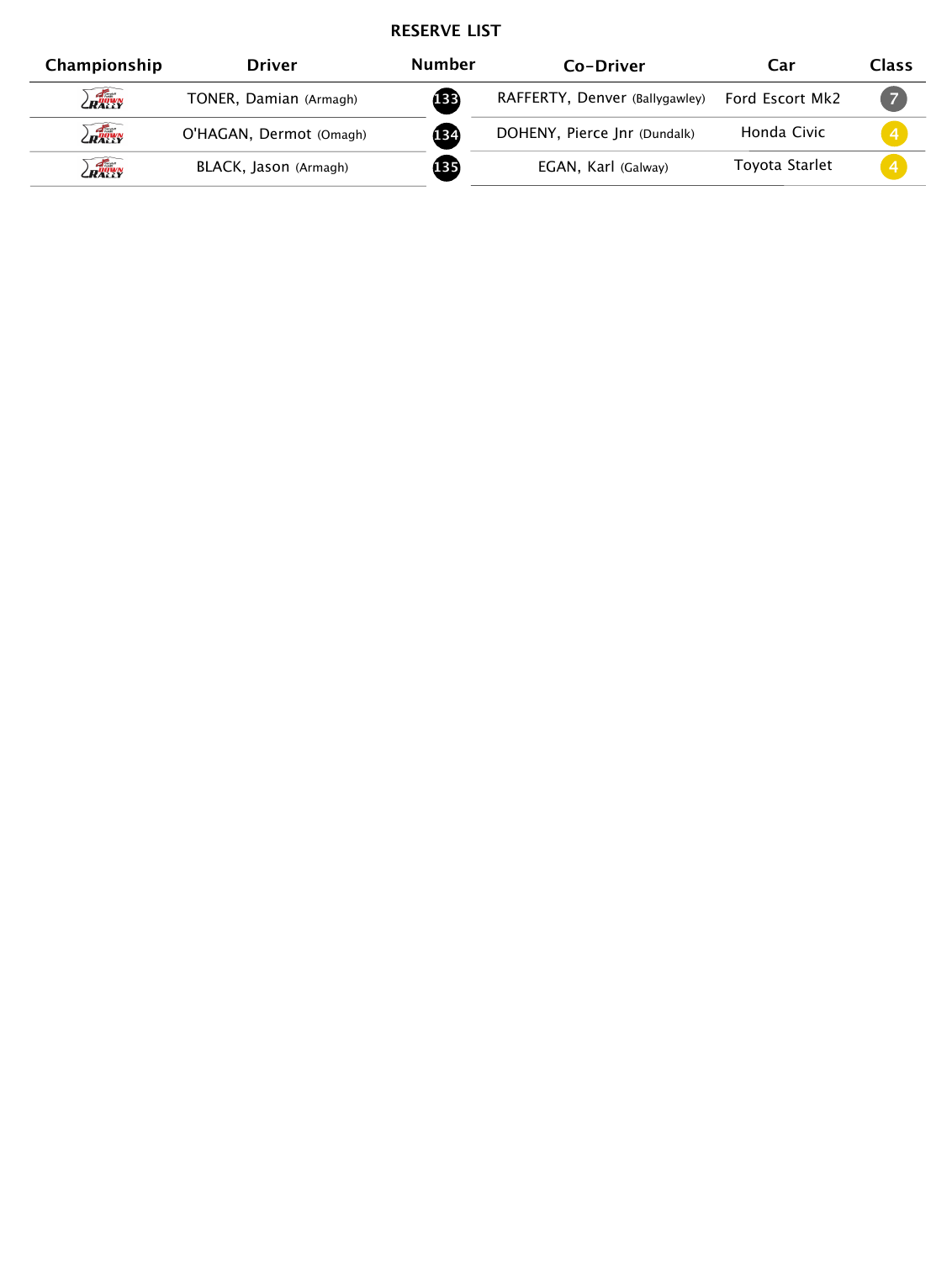# RESERVE LIST

| Championship | Driver | Number | Co-Driver | Car | Class |
|---|---|---|---|---|---|
| | TONER, Damian (Armagh) | 133 | RAFFERTY, Denver (Ballygawley) | Ford Escort Mk2 | 7 |
| | O'HAGAN, Dermot (Omagh) | 134 | DOHENY, Pierce Jnr (Dundalk) | Honda Civic | 4 |
| | BLACK, Jason (Armagh) | 135 | EGAN, Karl (Galway) | Toyota Starlet | 4 |